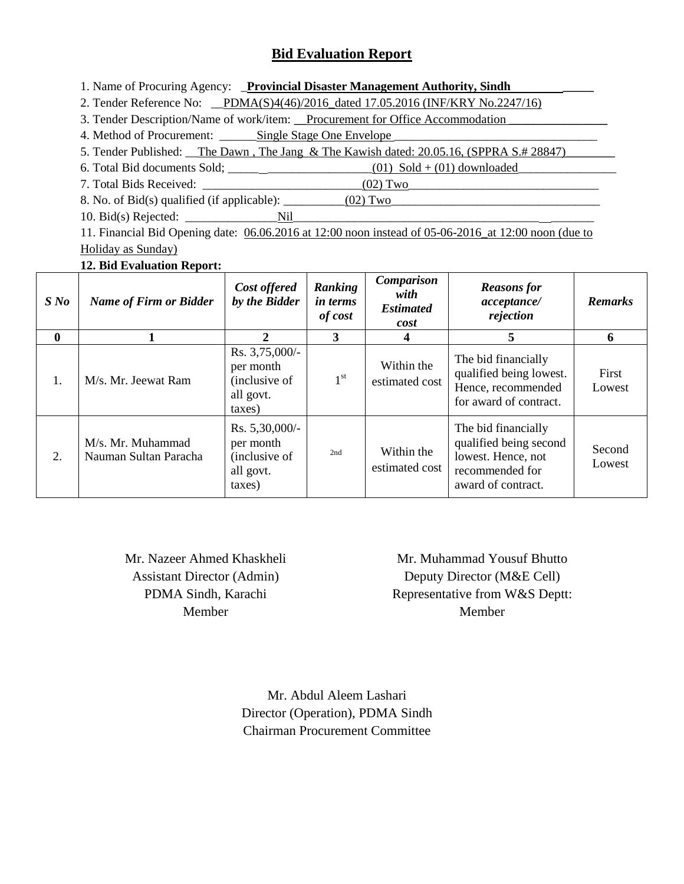# Bid Evaluation Report

1. Name of Procuring Agency: **Provincial Disaster Management Authority, Sindh**
2. Tender Reference No: PDMA(S)4(46)/2016 dated 17.05.2016 (INF/KRY No.2247/16)
3. Tender Description/Name of work/item: Procurement for Office Accommodation
4. Method of Procurement: Single Stage One Envelope
5. Tender Published: The Dawn , The Jang & The Kawish dated: 20.05.16, (SPPRA S.# 28847)
6. Total Bid documents Sold; (01) Sold + (01) downloaded
7. Total Bids Received: (02) Two
8. No. of Bid(s) qualified (if applicable): (02) Two
10. Bid(s) Rejected: Nil
11. Financial Bid Opening date: 06.06.2016 at 12:00 noon instead of 05-06-2016 at 12:00 noon (due to Holiday as Sunday)

**12. Bid Evaluation Report:**

| *S No* | *Name of Firm or Bidder* | *Cost offered by the Bidder* | *Ranking in terms of cost* | *Comparison with Estimated cost* | *Reasons for acceptance/ rejection* | *Remarks* |
|---|---|---|---|---|---|---|
| **0** | **1** | **2** | **3** | **4** | **5** | **6** |
| 1. | M/s. Mr. Jeewat Ram | Rs. 3,75,000/- per month (inclusive of all govt. taxes) | 1st | Within the estimated cost | The bid financially qualified being lowest. Hence, recommended for award of contract. | First Lowest |
| 2. | M/s. Mr. Muhammad Nauman Sultan Paracha | Rs. 5,30,000/- per month (inclusive of all govt. taxes) | 2nd | Within the estimated cost | The bid financially qualified being second lowest. Hence, not recommended for award of contract. | Second Lowest |

Mr. Nazeer Ahmed Khaskheli
Assistant Director (Admin)
PDMA Sindh, Karachi
Member

Mr. Muhammad Yousuf Bhutto
Deputy Director (M&E Cell)
Representative from W&S Deptt:
Member

Mr. Abdul Aleem Lashari
Director (Operation), PDMA Sindh
Chairman Procurement Committee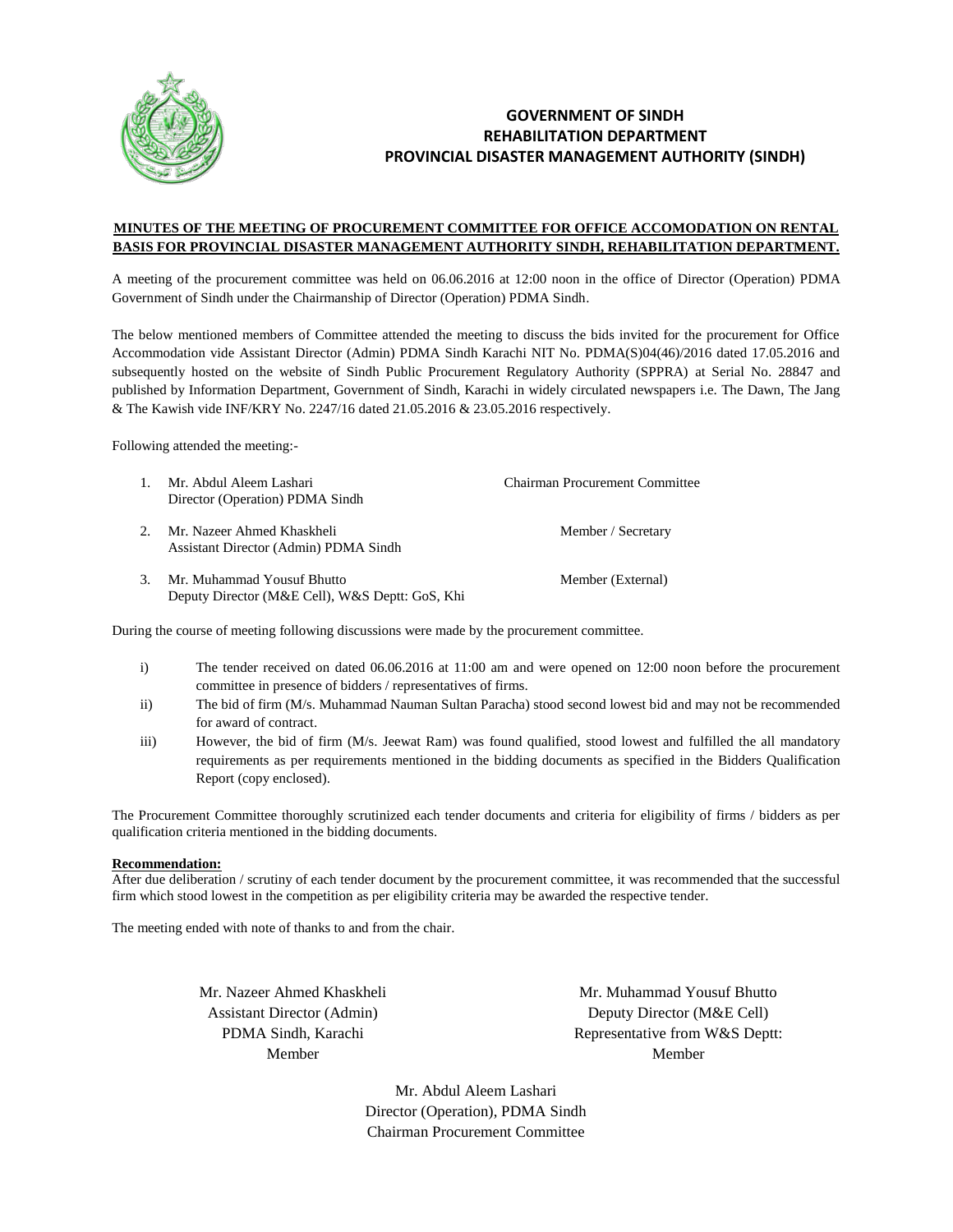**GOVERNMENT OF SINDH**
**REHABILITATION DEPARTMENT**
**PROVINCIAL DISASTER MANAGEMENT AUTHORITY (SINDH)**

**MINUTES OF THE MEETING OF PROCUREMENT COMMITTEE FOR OFFICE ACCOMODATION ON RENTAL BASIS FOR PROVINCIAL DISASTER MANAGEMENT AUTHORITY SINDH, REHABILITATION DEPARTMENT.**

A meeting of the procurement committee was held on 06.06.2016 at 12:00 noon in the office of Director (Operation) PDMA Government of Sindh under the Chairmanship of Director (Operation) PDMA Sindh.

The below mentioned members of Committee attended the meeting to discuss the bids invited for the procurement for Office Accommodation vide Assistant Director (Admin) PDMA Sindh Karachi NIT No. PDMA(S)04(46)/2016 dated 17.05.2016 and subsequently hosted on the website of Sindh Public Procurement Regulatory Authority (SPPRA) at Serial No. 28847 and published by Information Department, Government of Sindh, Karachi in widely circulated newspapers i.e. The Dawn, The Jang & The Kawish vide INF/KRY No. 2247/16 dated 21.05.2016 & 23.05.2016 respectively.

Following attended the meeting:-

1. Mr. Abdul Aleem Lashari, Director (Operation) PDMA Sindh — Chairman Procurement Committee
2. Mr. Nazeer Ahmed Khaskheli, Assistant Director (Admin) PDMA Sindh — Member / Secretary
3. Mr. Muhammad Yousuf Bhutto, Deputy Director (M&E Cell), W&S Deptt: GoS, Khi — Member (External)

During the course of meeting following discussions were made by the procurement committee.

i) The tender received on dated 06.06.2016 at 11:00 am and were opened on 12:00 noon before the procurement committee in presence of bidders / representatives of firms.

ii) The bid of firm (M/s. Muhammad Nauman Sultan Paracha) stood second lowest bid and may not be recommended for award of contract.

iii) However, the bid of firm (M/s. Jeewat Ram) was found qualified, stood lowest and fulfilled the all mandatory requirements as per requirements mentioned in the bidding documents as specified in the Bidders Qualification Report (copy enclosed).

The Procurement Committee thoroughly scrutinized each tender documents and criteria for eligibility of firms / bidders as per qualification criteria mentioned in the bidding documents.

**Recommendation:**
After due deliberation / scrutiny of each tender document by the procurement committee, it was recommended that the successful firm which stood lowest in the competition as per eligibility criteria may be awarded the respective tender.

The meeting ended with note of thanks to and from the chair.

Mr. Nazeer Ahmed Khaskheli
Assistant Director (Admin)
PDMA Sindh, Karachi
Member

Mr. Muhammad Yousuf Bhutto
Deputy Director (M&E Cell)
Representative from W&S Deptt:
Member

Mr. Abdul Aleem Lashari
Director (Operation), PDMA Sindh
Chairman Procurement Committee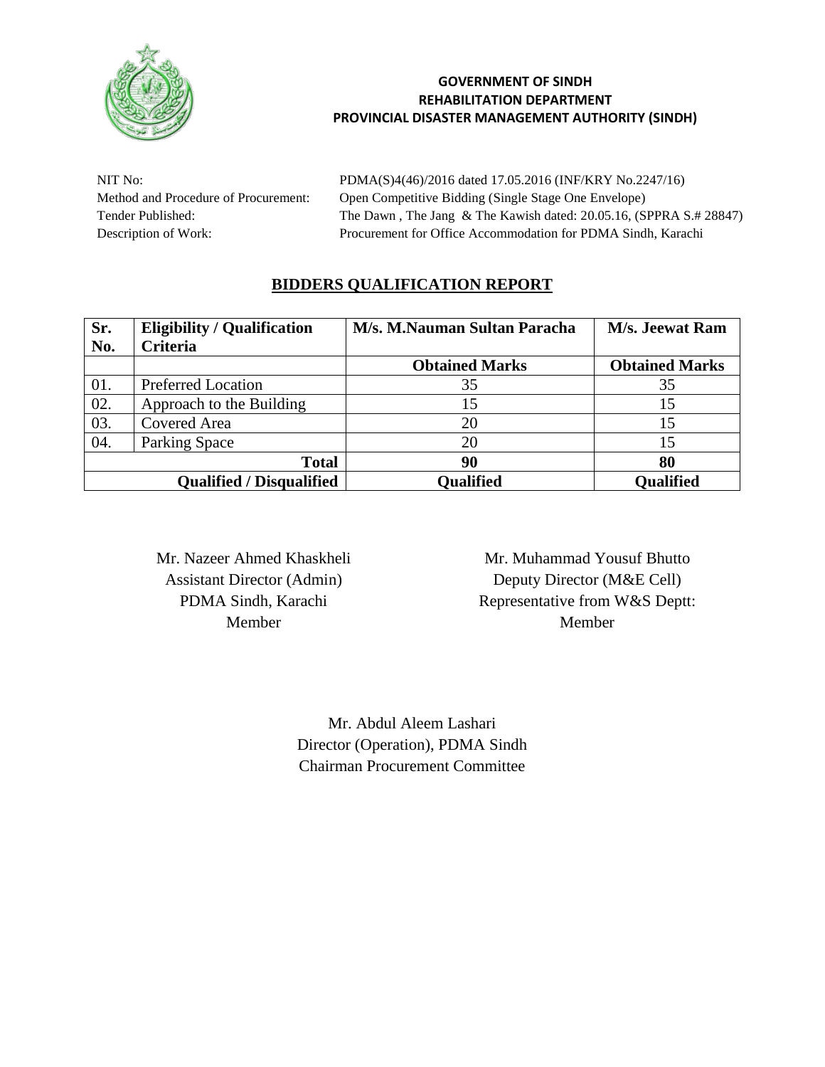**GOVERNMENT OF SINDH**
**REHABILITATION DEPARTMENT**
**PROVINCIAL DISASTER MANAGEMENT AUTHORITY (SINDH)**

| | |
|---|---|
| NIT No: | PDMA(S)4(46)/2016 dated 17.05.2016 (INF/KRY No.2247/16) |
| Method and Procedure of Procurement: | Open Competitive Bidding (Single Stage One Envelope) |
| Tender Published: | The Dawn , The Jang & The Kawish dated: 20.05.16, (SPPRA S.# 28847) |
| Description of Work: | Procurement for Office Accommodation for PDMA Sindh, Karachi |

## BIDDERS QUALIFICATION REPORT

| Sr. No. | Eligibility / Qualification Criteria | M/s. M.Nauman Sultan Paracha | M/s. Jeewat Ram |
|---|---|---|---|
| | | **Obtained Marks** | **Obtained Marks** |
| 01. | Preferred Location | 35 | 35 |
| 02. | Approach to the Building | 15 | 15 |
| 03. | Covered Area | 20 | 15 |
| 04. | Parking Space | 20 | 15 |
| | **Total** | **90** | **80** |
| | **Qualified / Disqualified** | **Qualified** | **Qualified** |

Mr. Nazeer Ahmed Khaskheli
Assistant Director (Admin)
PDMA Sindh, Karachi
Member

Mr. Muhammad Yousuf Bhutto
Deputy Director (M&E Cell)
Representative from W&S Deptt:
Member

Mr. Abdul Aleem Lashari
Director (Operation), PDMA Sindh
Chairman Procurement Committee